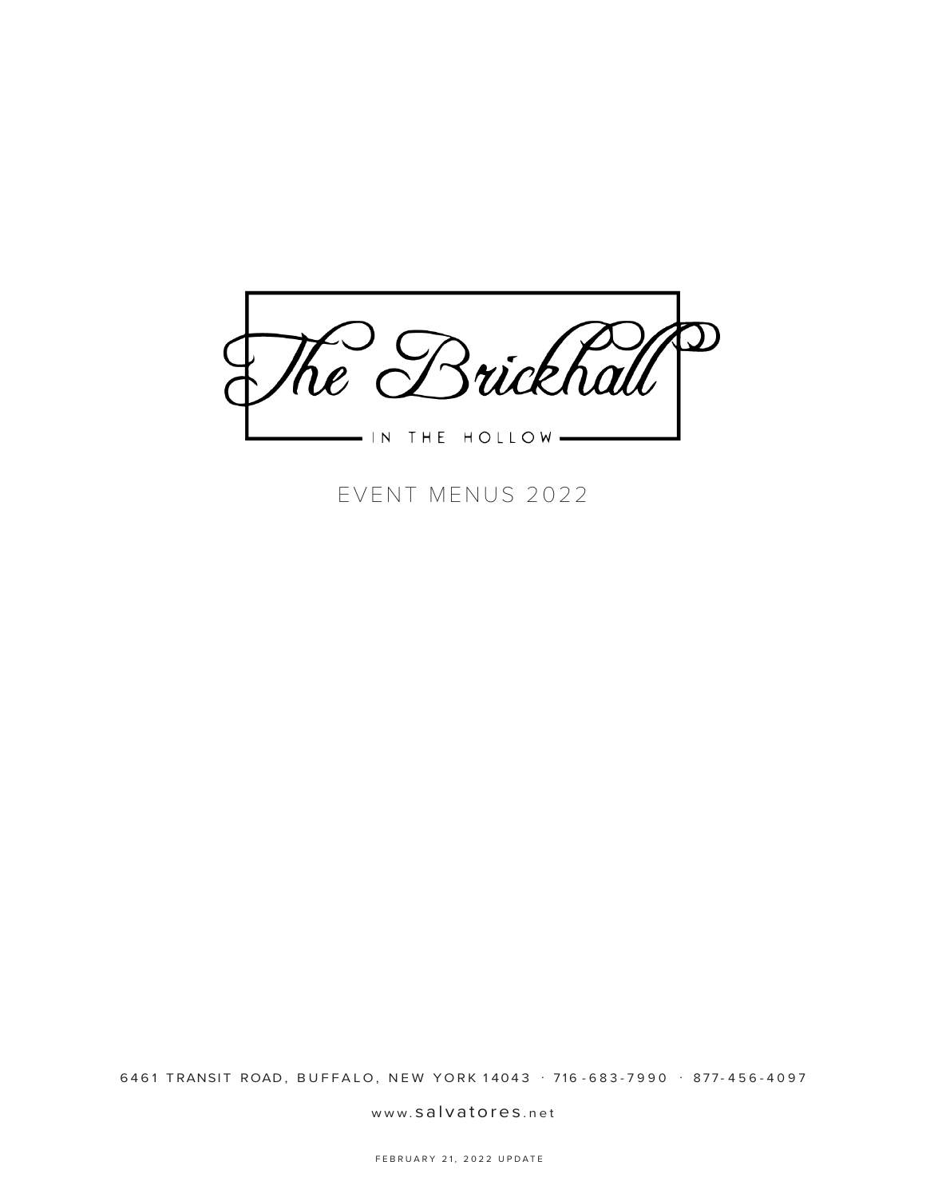# The Brickhall

IN THE HOLLOW

## EVENT MENUS 2022

6461 TRANSIT ROAD, BUFFALO, NEW YORK 14043 · 716-683-7990 · 877-456-4097

www.salvatores.net

FEBRUARY 21, 2022 UPDATE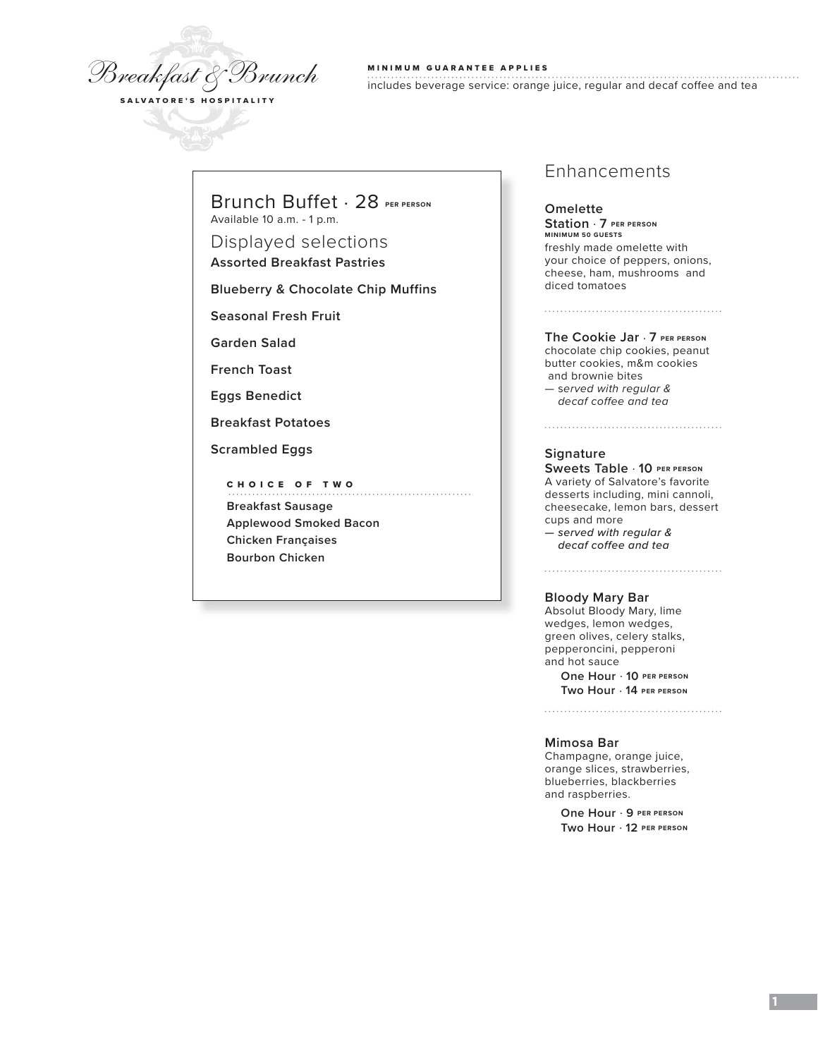# Breakfast & Brunch

SALVATORE'S HOSPITALITY

MINIMUM GUARANTEE APPLIES

includes beverage service: orange juice, regular and decaf coffee and tea

## Brunch Buffet · 28 PER PERSON

Available 10 a.m. - 1 p.m.

### Displayed selections

**Assorted Breakfast Pastries**

**Blueberry & Chocolate Chip Muffins**

**Seasonal Fresh Fruit**

**Garden Salad**

**French Toast**

**Eggs Benedict**

**Breakfast Potatoes**

**Scrambled Eggs**

#### CHOICE OF TWO

**Breakfast Sausage**
**Applewood Smoked Bacon**
**Chicken Françaises**
**Bourbon Chicken**

## Enhancements

**Omelette Station · 7** PER PERSON
MINIMUM 50 GUESTS
freshly made omelette with your choice of peppers, onions, cheese, ham, mushrooms and diced tomatoes

**The Cookie Jar · 7** PER PERSON
chocolate chip cookies, peanut butter cookies, m&m cookies and brownie bites
— *served with regular & decaf coffee and tea*

**Signature Sweets Table · 10** PER PERSON
A variety of Salvatore's favorite desserts including, mini cannoli, cheesecake, lemon bars, dessert cups and more
— *served with regular & decaf coffee and tea*

**Bloody Mary Bar**
Absolut Bloody Mary, lime wedges, lemon wedges, green olives, celery stalks, pepperoncini, pepperoni and hot sauce

**One Hour · 10** PER PERSON
**Two Hour · 14** PER PERSON

**Mimosa Bar**
Champagne, orange juice, orange slices, strawberries, blueberries, blackberries and raspberries.

**One Hour · 9** PER PERSON
**Two Hour · 12** PER PERSON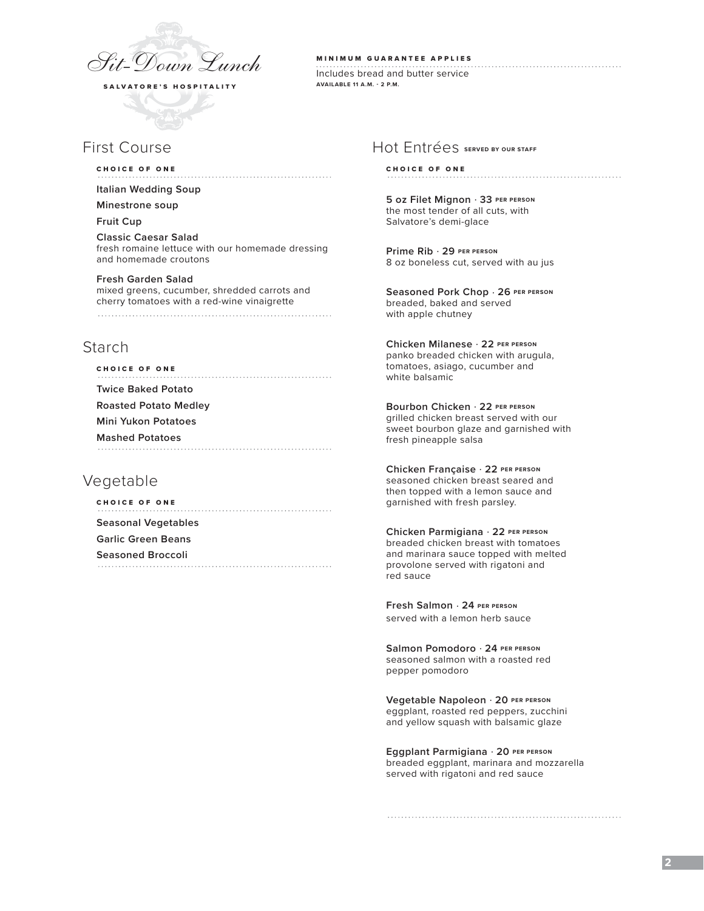# *Sit-Down Lunch*

**SALVATORE'S HOSPITALITY**

**MINIMUM GUARANTEE APPLIES**

Includes bread and butter service

**AVAILABLE 11 A.M. - 2 P.M.**

## First Course

**CHOICE OF ONE**

**Italian Wedding Soup**

**Minestrone soup**

**Fruit Cup**

**Classic Caesar Salad**
fresh romaine lettuce with our homemade dressing and homemade croutons

**Fresh Garden Salad**
mixed greens, cucumber, shredded carrots and cherry tomatoes with a red-wine vinaigrette

## Starch

**CHOICE OF ONE**

**Twice Baked Potato**

**Roasted Potato Medley**

**Mini Yukon Potatoes**

**Mashed Potatoes**

## Vegetable

**CHOICE OF ONE**

**Seasonal Vegetables**

**Garlic Green Beans**

**Seasoned Broccoli**

## Hot Entrées SERVED BY OUR STAFF

**CHOICE OF ONE**

**5 oz Filet Mignon · 33 PER PERSON**
the most tender of all cuts, with Salvatore's demi-glace

**Prime Rib · 29 PER PERSON**
8 oz boneless cut, served with au jus

**Seasoned Pork Chop · 26 PER PERSON**
breaded, baked and served with apple chutney

**Chicken Milanese · 22 PER PERSON**
panko breaded chicken with arugula, tomatoes, asiago, cucumber and white balsamic

**Bourbon Chicken · 22 PER PERSON**
grilled chicken breast served with our sweet bourbon glaze and garnished with fresh pineapple salsa

**Chicken Française · 22 PER PERSON**
seasoned chicken breast seared and then topped with a lemon sauce and garnished with fresh parsley.

**Chicken Parmigiana · 22 PER PERSON**
breaded chicken breast with tomatoes and marinara sauce topped with melted provolone served with rigatoni and red sauce

**Fresh Salmon · 24 PER PERSON**
served with a lemon herb sauce

**Salmon Pomodoro · 24 PER PERSON**
seasoned salmon with a roasted red pepper pomodoro

**Vegetable Napoleon · 20 PER PERSON**
eggplant, roasted red peppers, zucchini and yellow squash with balsamic glaze

**Eggplant Parmigiana · 20 PER PERSON**
breaded eggplant, marinara and mozzarella served with rigatoni and red sauce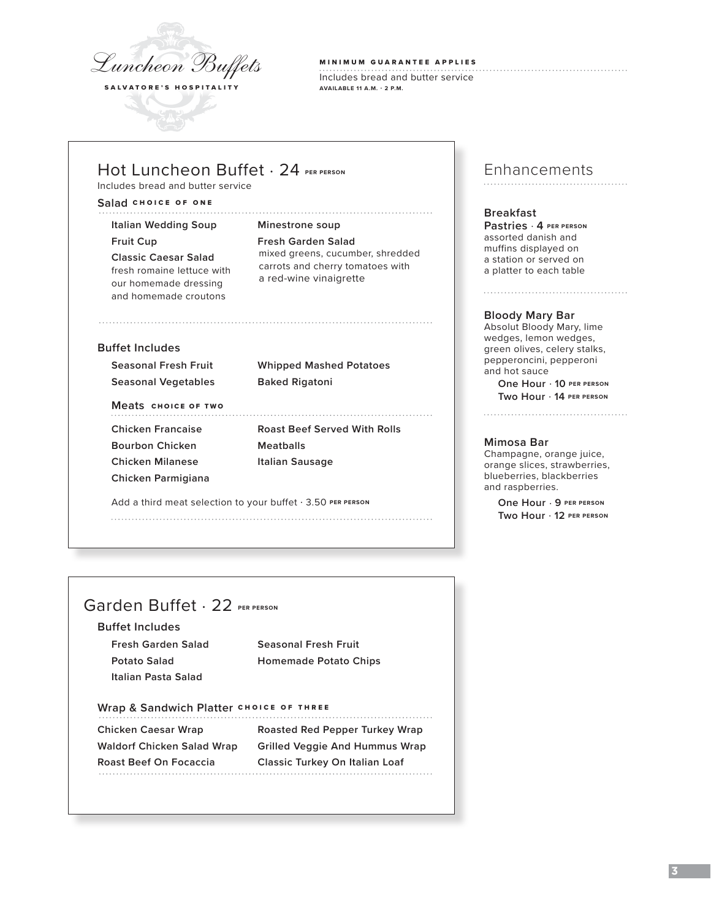# Luncheon Buffets

**SALVATORE'S HOSPITALITY**

**MINIMUM GUARANTEE APPLIES**

Includes bread and butter service

**AVAILABLE 11 A.M. · 2 P.M.**

## Hot Luncheon Buffet · 24 PER PERSON

Includes bread and butter service

### Salad CHOICE OF ONE

**Italian Wedding Soup**

**Fruit Cup**

**Classic Caesar Salad**
fresh romaine lettuce with our homemade dressing and homemade croutons

**Minestrone soup**

**Fresh Garden Salad**
mixed greens, cucumber, shredded carrots and cherry tomatoes with a red-wine vinaigrette

### Buffet Includes

**Seasonal Fresh Fruit**

**Seasonal Vegetables**

**Whipped Mashed Potatoes**

**Baked Rigatoni**

#### Meats CHOICE OF TWO

**Chicken Francaise**

**Bourbon Chicken**

**Chicken Milanese**

**Chicken Parmigiana**

**Roast Beef Served With Rolls**

**Meatballs**

**Italian Sausage**

Add a third meat selection to your buffet · 3.50 PER PERSON

## Garden Buffet · 22 PER PERSON

### Buffet Includes

**Fresh Garden Salad**

**Potato Salad**

**Italian Pasta Salad**

**Seasonal Fresh Fruit**

**Homemade Potato Chips**

### Wrap & Sandwich Platter CHOICE OF THREE

**Chicken Caesar Wrap**

**Waldorf Chicken Salad Wrap**

**Roast Beef On Focaccia**

**Roasted Red Pepper Turkey Wrap**

**Grilled Veggie And Hummus Wrap**

**Classic Turkey On Italian Loaf**

## Enhancements

**Breakfast Pastries · 4 PER PERSON**
assorted danish and muffins displayed on a station or served on a platter to each table

**Bloody Mary Bar**
Absolut Bloody Mary, lime wedges, lemon wedges, green olives, celery stalks, pepperoncini, pepperoni and hot sauce

- **One Hour · 10 PER PERSON**
- **Two Hour · 14 PER PERSON**

**Mimosa Bar**
Champagne, orange juice, orange slices, strawberries, blueberries, blackberries and raspberries.

- **One Hour · 9 PER PERSON**
- **Two Hour · 12 PER PERSON**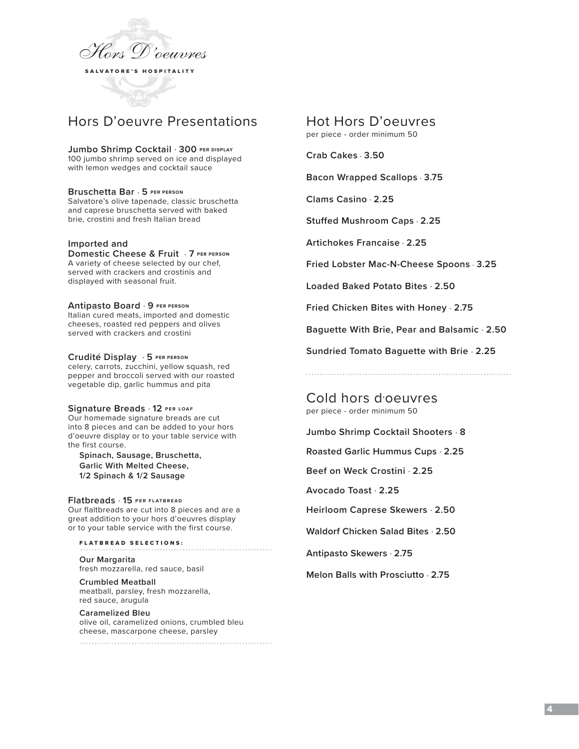# Hors D'oeuvres

SALVATORE'S HOSPITALITY

## Hors D'oeuvre Presentations

**Jumbo Shrimp Cocktail** · **300** PER DISPLAY
100 jumbo shrimp served on ice and displayed with lemon wedges and cocktail sauce

**Bruschetta Bar** · **5** PER PERSON
Salvatore's olive tapenade, classic bruschetta and caprese bruschetta served with baked brie, crostini and fresh Italian bread

**Imported and Domestic Cheese & Fruit** · **7** PER PERSON
A variety of cheese selected by our chef, served with crackers and crostinis and displayed with seasonal fruit.

**Antipasto Board** · **9** PER PERSON
Italian cured meats, imported and domestic cheeses, roasted red peppers and olives served with crackers and crostini

**Crudité Display** · **5** PER PERSON
celery, carrots, zucchini, yellow squash, red pepper and broccoli served with our roasted vegetable dip, garlic hummus and pita

**Signature Breads** · **12** PER LOAF
Our homemade signature breads are cut into 8 pieces and can be added to your hors d'oeuvre display or to your table service with the first course.

**Spinach, Sausage, Bruschetta, Garlic With Melted Cheese, 1/2 Spinach & 1/2 Sausage**

**Flatbreads** · **15** PER FLATBREAD
Our flaltbreads are cut into 8 pieces and are a great addition to your hors d'oeuvres display or to your table service with the first course.

FLATBREAD SELECTIONS:

**Our Margarita**
fresh mozzarella, red sauce, basil

**Crumbled Meatball**
meatball, parsley, fresh mozzarella, red sauce, arugula

**Caramelized Bleu**
olive oil, caramelized onions, crumbled bleu cheese, mascarpone cheese, parsley

## Hot Hors D'oeuvres

per piece - order minimum 50

**Crab Cakes** · **3.50**

**Bacon Wrapped Scallops** · **3.75**

**Clams Casino** · **2.25**

**Stuffed Mushroom Caps** · **2.25**

**Artichokes Francaise** · **2.25**

**Fried Lobster Mac-N-Cheese Spoons** · **3.25**

**Loaded Baked Potato Bites** · **2.50**

**Fried Chicken Bites with Honey** · **2.75**

**Baguette With Brie, Pear and Balsamic** · **2.50**

**Sundried Tomato Baguette with Brie** · **2.25**

## Cold hors d'oeuvres

per piece - order minimum 50

**Jumbo Shrimp Cocktail Shooters** · **8**

**Roasted Garlic Hummus Cups** · **2.25**

**Beef on Weck Crostini** · **2.25**

**Avocado Toast** · **2.25**

**Heirloom Caprese Skewers** · **2.50**

**Waldorf Chicken Salad Bites** · **2.50**

**Antipasto Skewers** · **2.75**

**Melon Balls with Prosciutto** · **2.75**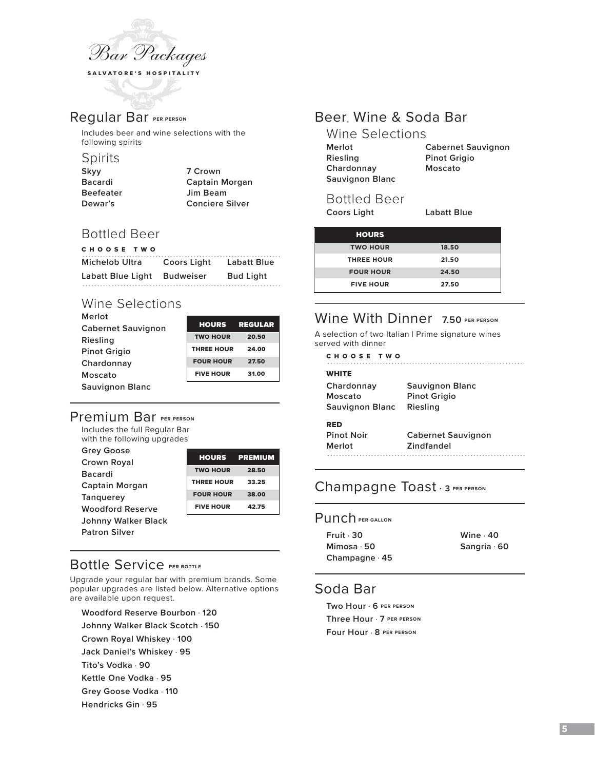# Bar Packages

SALVATORE'S HOSPITALITY

## Regular Bar PER PERSON

Includes beer and wine selections with the following spirits

### Spirits

Skyy
Bacardi
Beefeater
Dewar's
7 Crown
Captain Morgan
Jim Beam
Conciere Silver

### Bottled Beer

CHOOSE TWO

Michelob Ultra
Coors Light
Labatt Blue
Labatt Blue Light
Budweiser
Bud Light

### Wine Selections

Merlot
Cabernet Sauvignon
Riesling
Pinot Grigio
Chardonnay
Moscato
Sauvignon Blanc

| HOURS | REGULAR |
|---|---|
| TWO HOUR | 20.50 |
| THREE HOUR | 24.00 |
| FOUR HOUR | 27.50 |
| FIVE HOUR | 31.00 |

## Premium Bar PER PERSON

Includes the full Regular Bar with the following upgrades

Grey Goose
Crown Royal
Bacardi
Captain Morgan
Tanquerey
Woodford Reserve
Johnny Walker Black
Patron Silver

| HOURS | PREMIUM |
|---|---|
| TWO HOUR | 28.50 |
| THREE HOUR | 33.25 |
| FOUR HOUR | 38.00 |
| FIVE HOUR | 42.75 |

## Bottle Service PER BOTTLE

Upgrade your regular bar with premium brands. Some popular upgrades are listed below. Alternative options are available upon request.

Woodford Reserve Bourbon · 120
Johnny Walker Black Scotch · 150
Crown Royal Whiskey · 100
Jack Daniel's Whiskey · 95
Tito's Vodka · 90
Kettle One Vodka · 95
Grey Goose Vodka · 110
Hendricks Gin · 95

## Beer, Wine & Soda Bar

### Wine Selections

Merlot
Riesling
Chardonnay
Sauvignon Blanc
Cabernet Sauvignon
Pinot Grigio
Moscato

### Bottled Beer

Coors Light
Labatt Blue

| HOURS | |
|---|---|
| TWO HOUR | 18.50 |
| THREE HOUR | 21.50 |
| FOUR HOUR | 24.50 |
| FIVE HOUR | 27.50 |

## Wine With Dinner 7.50 PER PERSON

A selection of two Italian | Prime signature wines served with dinner

CHOOSE TWO

**WHITE**

Chardonnay
Moscato
Sauvignon Blanc
Sauvignon Blanc
Pinot Grigio
Riesling

**RED**

Pinot Noir
Merlot
Cabernet Sauvignon
Zindfandel

## Champagne Toast · 3 PER PERSON

## Punch PER GALLON

Fruit · 30
Mimosa · 50
Champagne · 45
Wine · 40
Sangria · 60

## Soda Bar

Two Hour · 6 PER PERSON
Three Hour · 7 PER PERSON
Four Hour · 8 PER PERSON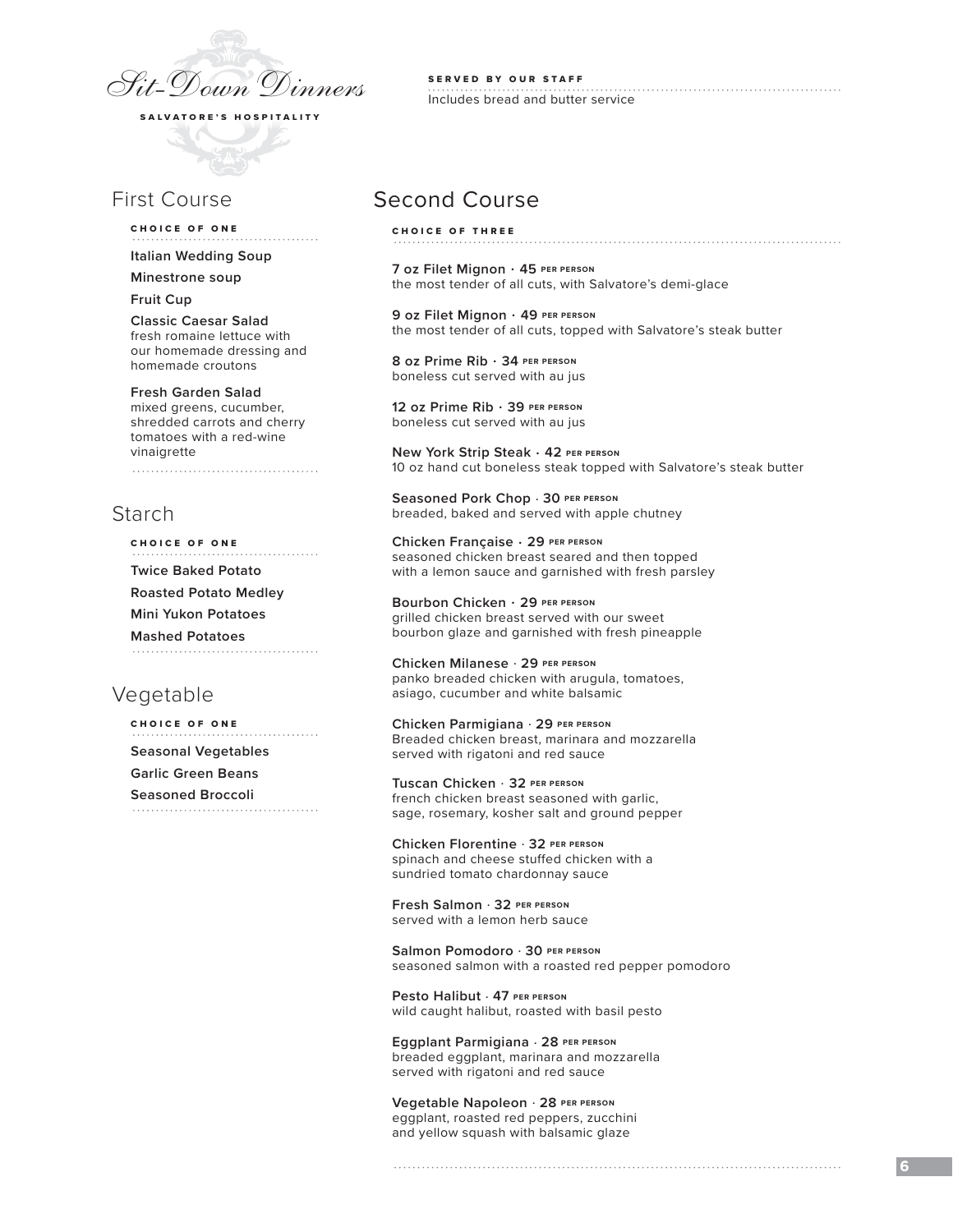# Sit-Down Dinners

**SALVATORE'S HOSPITALITY**

**SERVED BY OUR STAFF**

Includes bread and butter service

## First Course

**CHOICE OF ONE**

**Italian Wedding Soup**

**Minestrone soup**

**Fruit Cup**

**Classic Caesar Salad**
fresh romaine lettuce with our homemade dressing and homemade croutons

**Fresh Garden Salad**
mixed greens, cucumber, shredded carrots and cherry tomatoes with a red-wine vinaigrette

## Starch

**CHOICE OF ONE**

**Twice Baked Potato**

**Roasted Potato Medley**

**Mini Yukon Potatoes**

**Mashed Potatoes**

## Vegetable

**CHOICE OF ONE**

**Seasonal Vegetables**

**Garlic Green Beans**

**Seasoned Broccoli**

## Second Course

**CHOICE OF THREE**

**7 oz Filet Mignon · 45 PER PERSON**
the most tender of all cuts, with Salvatore's demi-glace

**9 oz Filet Mignon · 49 PER PERSON**
the most tender of all cuts, topped with Salvatore's steak butter

**8 oz Prime Rib · 34 PER PERSON**
boneless cut served with au jus

**12 oz Prime Rib · 39 PER PERSON**
boneless cut served with au jus

**New York Strip Steak · 42 PER PERSON**
10 oz hand cut boneless steak topped with Salvatore's steak butter

**Seasoned Pork Chop · 30 PER PERSON**
breaded, baked and served with apple chutney

**Chicken Française · 29 PER PERSON**
seasoned chicken breast seared and then topped with a lemon sauce and garnished with fresh parsley

**Bourbon Chicken · 29 PER PERSON**
grilled chicken breast served with our sweet bourbon glaze and garnished with fresh pineapple

**Chicken Milanese · 29 PER PERSON**
panko breaded chicken with arugula, tomatoes, asiago, cucumber and white balsamic

**Chicken Parmigiana · 29 PER PERSON**
Breaded chicken breast, marinara and mozzarella served with rigatoni and red sauce

**Tuscan Chicken · 32 PER PERSON**
french chicken breast seasoned with garlic, sage, rosemary, kosher salt and ground pepper

**Chicken Florentine · 32 PER PERSON**
spinach and cheese stuffed chicken with a sundried tomato chardonnay sauce

**Fresh Salmon · 32 PER PERSON**
served with a lemon herb sauce

**Salmon Pomodoro · 30 PER PERSON**
seasoned salmon with a roasted red pepper pomodoro

**Pesto Halibut · 47 PER PERSON**
wild caught halibut, roasted with basil pesto

**Eggplant Parmigiana · 28 PER PERSON**
breaded eggplant, marinara and mozzarella served with rigatoni and red sauce

**Vegetable Napoleon · 28 PER PERSON**
eggplant, roasted red peppers, zucchini and yellow squash with balsamic glaze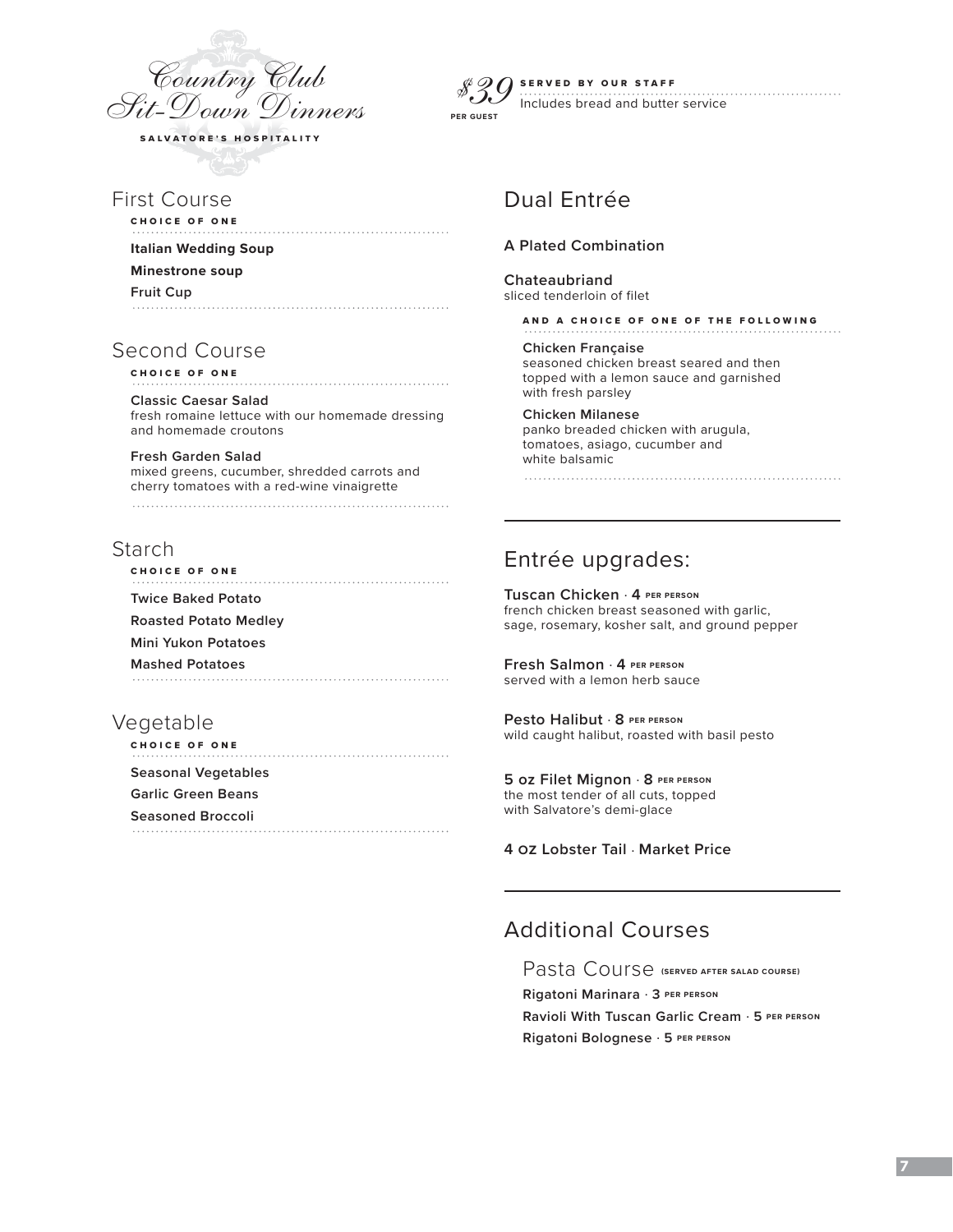# Country Club Sit-Down Dinners

**SALVATORE'S HOSPITALITY**

**$39 PER GUEST**

**SERVED BY OUR STAFF**
Includes bread and butter service

## First Course

**CHOICE OF ONE**

**Italian Wedding Soup**

**Minestrone soup**

**Fruit Cup**

## Second Course

**CHOICE OF ONE**

**Classic Caesar Salad**
fresh romaine lettuce with our homemade dressing and homemade croutons

**Fresh Garden Salad**
mixed greens, cucumber, shredded carrots and cherry tomatoes with a red-wine vinaigrette

## Starch

**CHOICE OF ONE**

**Twice Baked Potato**

**Roasted Potato Medley**

**Mini Yukon Potatoes**

**Mashed Potatoes**

## Vegetable

**CHOICE OF ONE**

**Seasonal Vegetables**

**Garlic Green Beans**

**Seasoned Broccoli**

## Dual Entrée

**A Plated Combination**

**Chateaubriand**
sliced tenderloin of filet

**AND A CHOICE OF ONE OF THE FOLLOWING**

**Chicken Française**
seasoned chicken breast seared and then topped with a lemon sauce and garnished with fresh parsley

**Chicken Milanese**
panko breaded chicken with arugula, tomatoes, asiago, cucumber and white balsamic

## Entrée upgrades:

**Tuscan Chicken · 4 PER PERSON**
french chicken breast seasoned with garlic, sage, rosemary, kosher salt, and ground pepper

**Fresh Salmon · 4 PER PERSON**
served with a lemon herb sauce

**Pesto Halibut · 8 PER PERSON**
wild caught halibut, roasted with basil pesto

**5 oz Filet Mignon · 8 PER PERSON**
the most tender of all cuts, topped with Salvatore's demi-glace

**4 oz Lobster Tail · Market Price**

## Additional Courses

### Pasta Course (SERVED AFTER SALAD COURSE)

**Rigatoni Marinara · 3 PER PERSON**

**Ravioli With Tuscan Garlic Cream · 5 PER PERSON**

**Rigatoni Bolognese · 5 PER PERSON**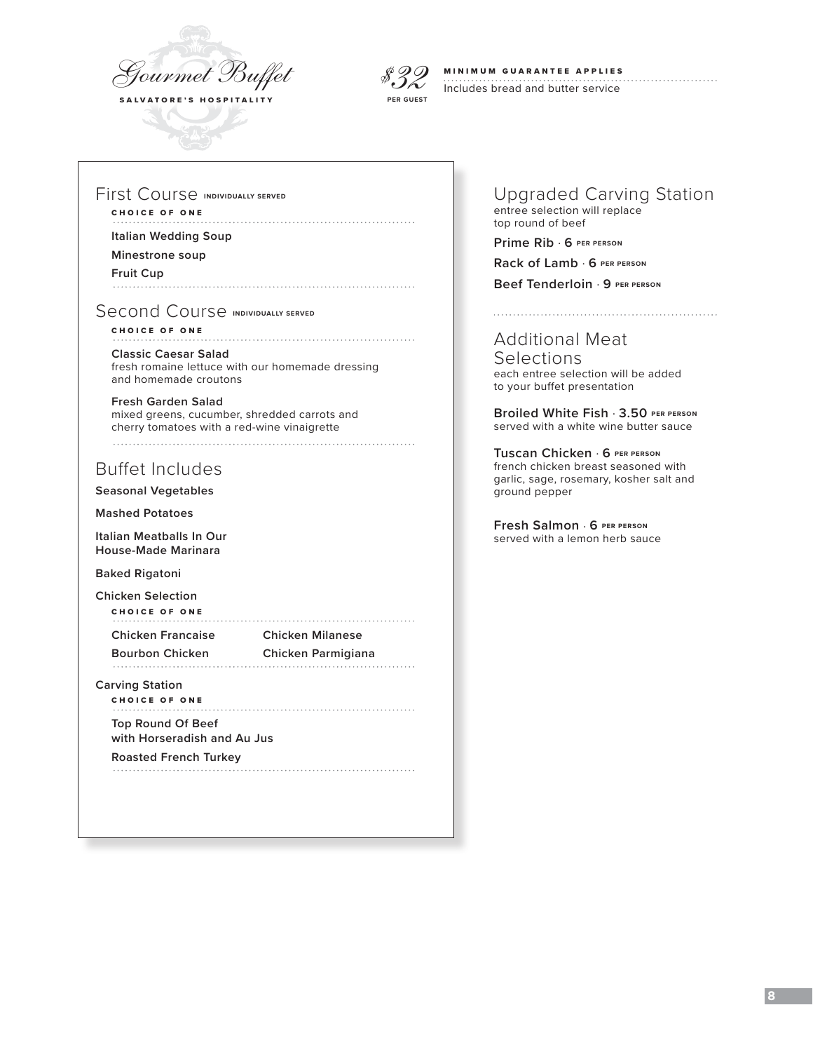# Gourmet Buffet

SALVATORE'S HOSPITALITY

*$32* PER GUEST

**MINIMUM GUARANTEE APPLIES**
Includes bread and butter service

## First Course INDIVIDUALLY SERVED

CHOICE OF ONE

**Italian Wedding Soup**

**Minestrone soup**

**Fruit Cup**

## Second Course INDIVIDUALLY SERVED

CHOICE OF ONE

**Classic Caesar Salad**
fresh romaine lettuce with our homemade dressing and homemade croutons

**Fresh Garden Salad**
mixed greens, cucumber, shredded carrots and cherry tomatoes with a red-wine vinaigrette

## Buffet Includes

**Seasonal Vegetables**

**Mashed Potatoes**

**Italian Meatballs In Our House-Made Marinara**

**Baked Rigatoni**

**Chicken Selection**

CHOICE OF ONE

**Chicken Francaise**

**Chicken Milanese**

**Bourbon Chicken**

**Chicken Parmigiana**

**Carving Station**

CHOICE OF ONE

**Top Round Of Beef with Horseradish and Au Jus**

**Roasted French Turkey**

## Upgraded Carving Station

entree selection will replace top round of beef

**Prime Rib** · **6** PER PERSON

**Rack of Lamb** · **6** PER PERSON

**Beef Tenderloin** · **9** PER PERSON

## Additional Meat Selections

each entree selection will be added to your buffet presentation

**Broiled White Fish** · **3.50** PER PERSON
served with a white wine butter sauce

**Tuscan Chicken** · **6** PER PERSON
french chicken breast seasoned with garlic, sage, rosemary, kosher salt and ground pepper

**Fresh Salmon** · **6** PER PERSON
served with a lemon herb sauce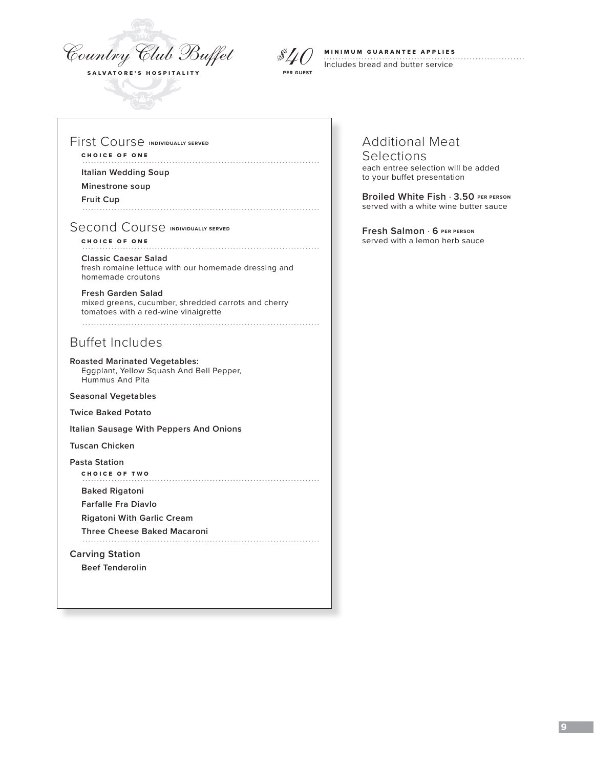# Country Club Buffet

**SALVATORE'S HOSPITALITY**

*$40* **PER GUEST**

**MINIMUM GUARANTEE APPLIES**

Includes bread and butter service

## First Course **INDIVIDUALLY SERVED**

**CHOICE OF ONE**

**Italian Wedding Soup**

**Minestrone soup**

**Fruit Cup**

## Second Course **INDIVIDUALLY SERVED**

**CHOICE OF ONE**

**Classic Caesar Salad**
fresh romaine lettuce with our homemade dressing and homemade croutons

**Fresh Garden Salad**
mixed greens, cucumber, shredded carrots and cherry tomatoes with a red-wine vinaigrette

## Buffet Includes

**Roasted Marinated Vegetables:**
Eggplant, Yellow Squash And Bell Pepper, Hummus And Pita

**Seasonal Vegetables**

**Twice Baked Potato**

**Italian Sausage With Peppers And Onions**

**Tuscan Chicken**

**Pasta Station**

**CHOICE OF TWO**

**Baked Rigatoni**

**Farfalle Fra Diavlo**

**Rigatoni With Garlic Cream**

**Three Cheese Baked Macaroni**

**Carving Station**

**Beef Tenderolin**

## Additional Meat Selections

each entree selection will be added to your buffet presentation

**Broiled White Fish · 3.50 PER PERSON**
served with a white wine butter sauce

**Fresh Salmon · 6 PER PERSON**
served with a lemon herb sauce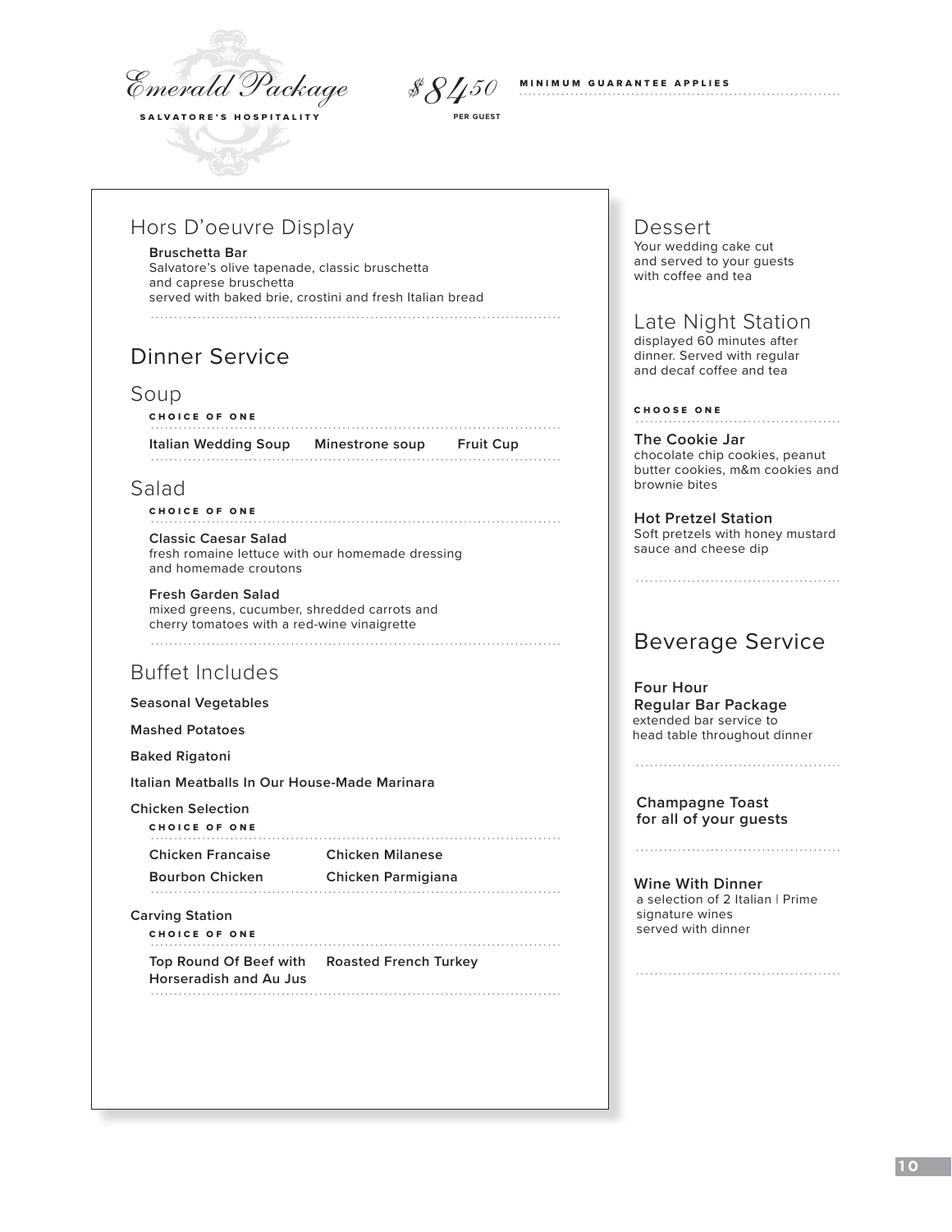# Emerald Package

**SALVATORE'S HOSPITALITY**

$84.50 PER GUEST

**MINIMUM GUARANTEE APPLIES**

## Hors D'oeuvre Display

**Bruschetta Bar**
Salvatore's olive tapenade, classic bruschetta and caprese bruschetta served with baked brie, crostini and fresh Italian bread

## Dinner Service

### Soup

**CHOICE OF ONE**

**Italian Wedding Soup** | **Minestrone soup** | **Fruit Cup**

### Salad

**CHOICE OF ONE**

**Classic Caesar Salad**
fresh romaine lettuce with our homemade dressing and homemade croutons

**Fresh Garden Salad**
mixed greens, cucumber, shredded carrots and cherry tomatoes with a red-wine vinaigrette

### Buffet Includes

**Seasonal Vegetables**

**Mashed Potatoes**

**Baked Rigatoni**

**Italian Meatballs In Our House-Made Marinara**

**Chicken Selection**

**CHOICE OF ONE**

- **Chicken Francaise**
- **Chicken Milanese**
- **Bourbon Chicken**
- **Chicken Parmigiana**

**Carving Station**

**CHOICE OF ONE**

- **Top Round Of Beef with Horseradish and Au Jus**
- **Roasted French Turkey**

## Dessert

Your wedding cake cut and served to your guests with coffee and tea

## Late Night Station

displayed 60 minutes after dinner. Served with regular and decaf coffee and tea

**CHOOSE ONE**

**The Cookie Jar**
chocolate chip cookies, peanut butter cookies, m&m cookies and brownie bites

**Hot Pretzel Station**
Soft pretzels with honey mustard sauce and cheese dip

## Beverage Service

**Four Hour Regular Bar Package**
extended bar service to head table throughout dinner

**Champagne Toast for all of your guests**

**Wine With Dinner**
a selection of 2 Italian | Prime signature wines served with dinner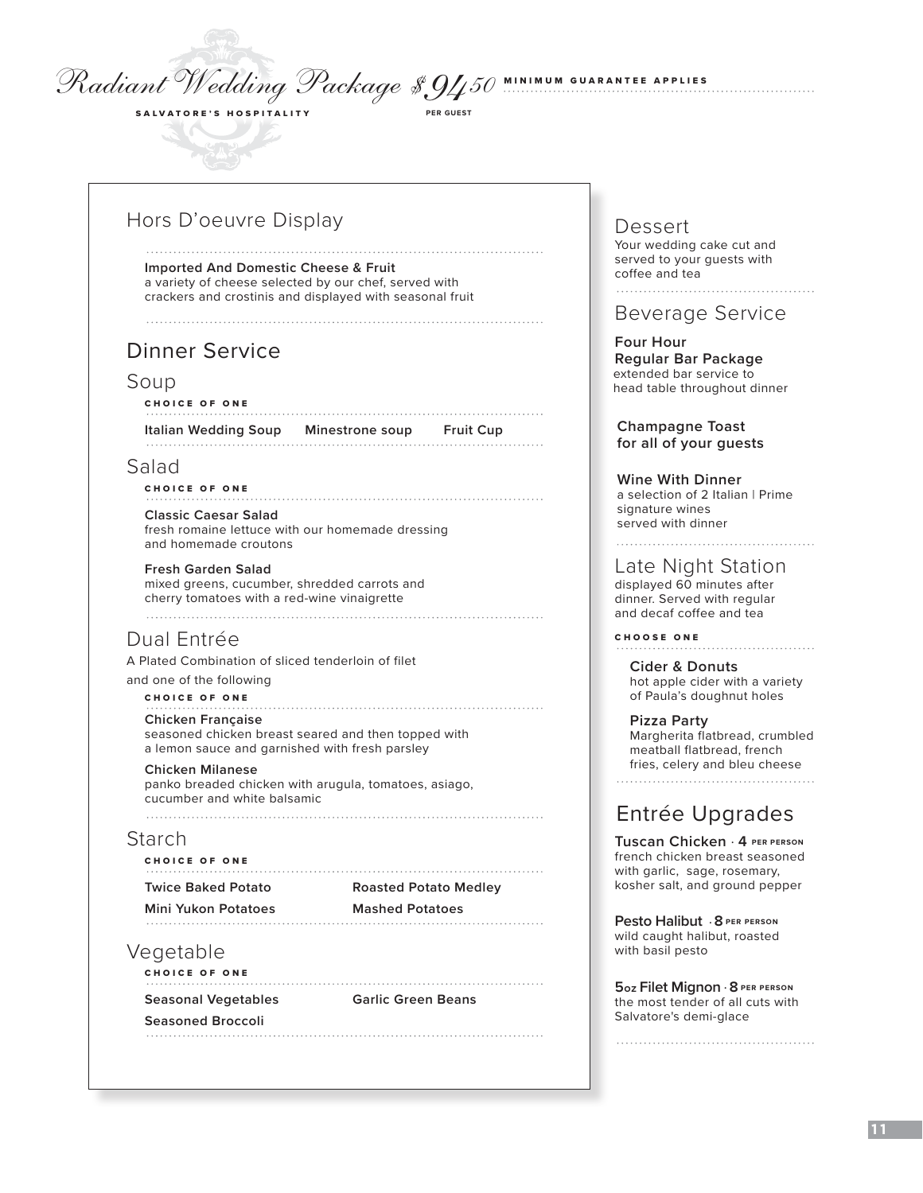# Radiant Wedding Package $94.50 PER GUEST

MINIMUM GUARANTEE APPLIES

SALVATORE'S HOSPITALITY

## Hors D'oeuvre Display

**Imported And Domestic Cheese & Fruit**
a variety of cheese selected by our chef, served with crackers and crostinis and displayed with seasonal fruit

## Dinner Service

### Soup

CHOICE OF ONE

**Italian Wedding Soup** | **Minestrone soup** | **Fruit Cup**

### Salad

CHOICE OF ONE

**Classic Caesar Salad**
fresh romaine lettuce with our homemade dressing and homemade croutons

**Fresh Garden Salad**
mixed greens, cucumber, shredded carrots and cherry tomatoes with a red-wine vinaigrette

### Dual Entrée

A Plated Combination of sliced tenderloin of filet and one of the following

CHOICE OF ONE

**Chicken Française**
seasoned chicken breast seared and then topped with a lemon sauce and garnished with fresh parsley

**Chicken Milanese**
panko breaded chicken with arugula, tomatoes, asiago, cucumber and white balsamic

### Starch

CHOICE OF ONE

**Twice Baked Potato**
**Roasted Potato Medley**
**Mini Yukon Potatoes**
**Mashed Potatoes**

### Vegetable

CHOICE OF ONE

**Seasonal Vegetables**
**Garlic Green Beans**
**Seasoned Broccoli**

## Dessert

Your wedding cake cut and served to your guests with coffee and tea

## Beverage Service

**Four Hour Regular Bar Package**
extended bar service to head table throughout dinner

**Champagne Toast for all of your guests**

**Wine With Dinner**
a selection of 2 Italian | Prime signature wines served with dinner

## Late Night Station

displayed 60 minutes after dinner. Served with regular and decaf coffee and tea

CHOOSE ONE

**Cider & Donuts**
hot apple cider with a variety of Paula's doughnut holes

**Pizza Party**
Margherita flatbread, crumbled meatball flatbread, french fries, celery and bleu cheese

## Entrée Upgrades

**Tuscan Chicken · 4** PER PERSON
french chicken breast seasoned with garlic, sage, rosemary, kosher salt, and ground pepper

**Pesto Halibut · 8** PER PERSON
wild caught halibut, roasted with basil pesto

**5oz Filet Mignon · 8** PER PERSON
the most tender of all cuts with Salvatore's demi-glace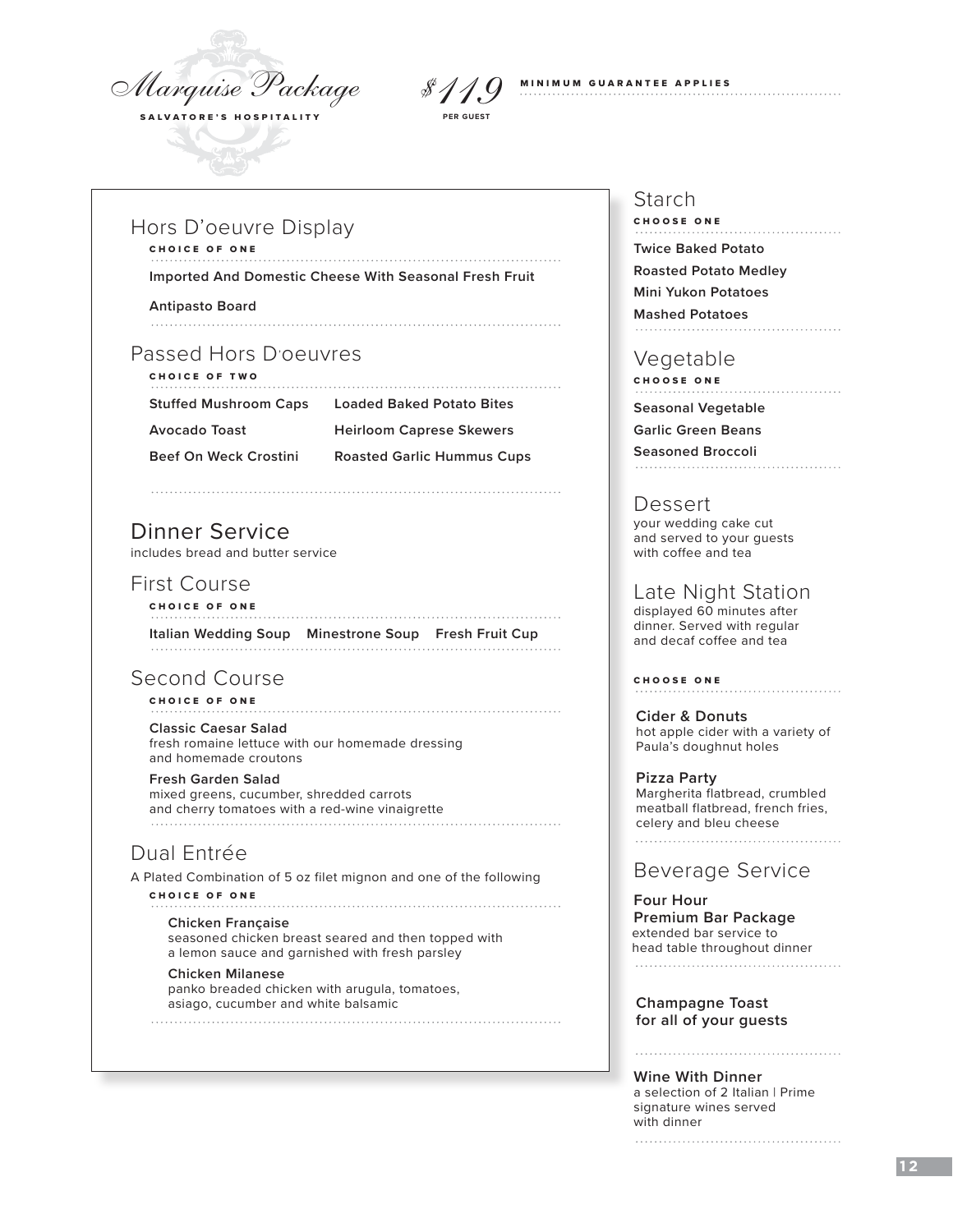# Marquise Package

**SALVATORE'S HOSPITALITY**

$119 PER GUEST

**MINIMUM GUARANTEE APPLIES**

## Hors D'oeuvre Display

**CHOICE OF ONE**

**Imported And Domestic Cheese With Seasonal Fresh Fruit**

**Antipasto Board**

## Passed Hors D'oeuvres

**CHOICE OF TWO**

**Stuffed Mushroom Caps**

**Loaded Baked Potato Bites**

**Avocado Toast**

**Heirloom Caprese Skewers**

**Beef On Weck Crostini**

**Roasted Garlic Hummus Cups**

## Dinner Service

includes bread and butter service

### First Course

**CHOICE OF ONE**

**Italian Wedding Soup**

**Minestrone Soup**

**Fresh Fruit Cup**

### Second Course

**CHOICE OF ONE**

**Classic Caesar Salad**
fresh romaine lettuce with our homemade dressing and homemade croutons

**Fresh Garden Salad**
mixed greens, cucumber, shredded carrots and cherry tomatoes with a red-wine vinaigrette

### Dual Entrée

A Plated Combination of 5 oz filet mignon and one of the following

**CHOICE OF ONE**

**Chicken Française**
seasoned chicken breast seared and then topped with a lemon sauce and garnished with fresh parsley

**Chicken Milanese**
panko breaded chicken with arugula, tomatoes, asiago, cucumber and white balsamic

## Starch

**CHOOSE ONE**

**Twice Baked Potato**

**Roasted Potato Medley**

**Mini Yukon Potatoes**

**Mashed Potatoes**

## Vegetable

**CHOOSE ONE**

**Seasonal Vegetable**

**Garlic Green Beans**

**Seasoned Broccoli**

## Dessert

your wedding cake cut and served to your guests with coffee and tea

## Late Night Station

displayed 60 minutes after dinner. Served with regular and decaf coffee and tea

**CHOOSE ONE**

**Cider & Donuts**
hot apple cider with a variety of Paula's doughnut holes

**Pizza Party**
Margherita flatbread, crumbled meatball flatbread, french fries, celery and bleu cheese

## Beverage Service

**Four Hour Premium Bar Package**
extended bar service to head table throughout dinner

**Champagne Toast for all of your guests**

**Wine With Dinner**
a selection of 2 Italian | Prime signature wines served with dinner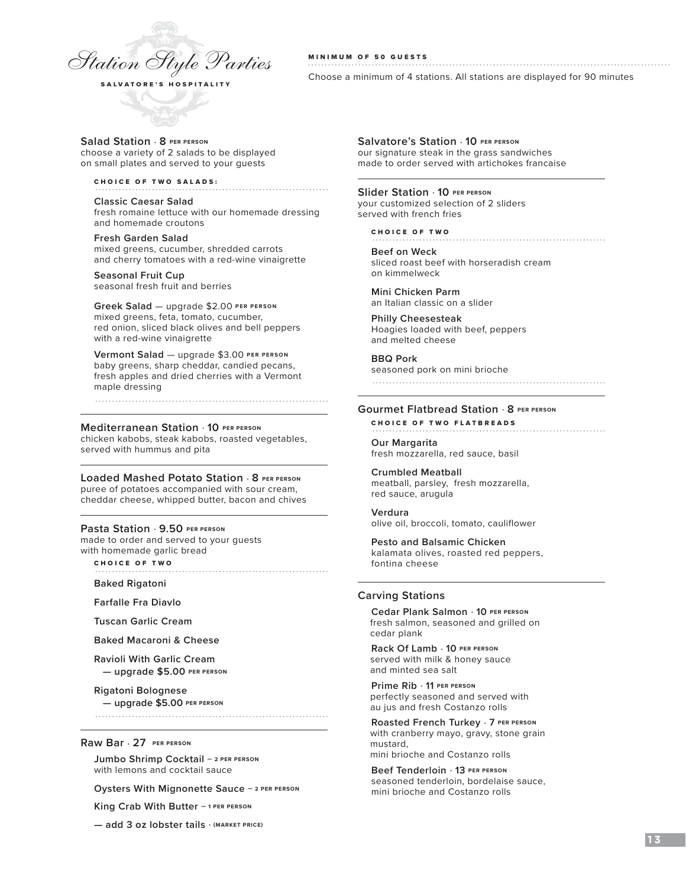# Station Style Parties

SALVATORE'S HOSPITALITY

**MINIMUM OF 50 GUESTS**

Choose a minimum of 4 stations. All stations are displayed for 90 minutes

## Salad Station · 8 PER PERSON

choose a variety of 2 salads to be displayed on small plates and served to your guests

**CHOICE OF TWO SALADS:**

**Classic Caesar Salad**
fresh romaine lettuce with our homemade dressing and homemade croutons

**Fresh Garden Salad**
mixed greens, cucumber, shredded carrots and cherry tomatoes with a red-wine vinaigrette

**Seasonal Fruit Cup**
seasonal fresh fruit and berries

**Greek Salad** — upgrade $2.00 PER PERSON
mixed greens, feta, tomato, cucumber, red onion, sliced black olives and bell peppers with a red-wine vinaigrette

**Vermont Salad** — upgrade $3.00 PER PERSON
baby greens, sharp cheddar, candied pecans, fresh apples and dried cherries with a Vermont maple dressing

## Mediterranean Station · 10 PER PERSON

chicken kabobs, steak kabobs, roasted vegetables, served with hummus and pita

## Loaded Mashed Potato Station · 8 PER PERSON

puree of potatoes accompanied with sour cream, cheddar cheese, whipped butter, bacon and chives

## Pasta Station · 9.50 PER PERSON

made to order and served to your guests with homemade garlic bread

**CHOICE OF TWO**

**Baked Rigatoni**

**Farfalle Fra Diavlo**

**Tuscan Garlic Cream**

**Baked Macaroni & Cheese**

**Ravioli With Garlic Cream**
**— upgrade $5.00 PER PERSON**

**Rigatoni Bolognese**
**— upgrade $5.00 PER PERSON**

## Raw Bar · 27 PER PERSON

**Jumbo Shrimp Cocktail** – 2 PER PERSON
with lemons and cocktail sauce

**Oysters With Mignonette Sauce** – 2 PER PERSON

**King Crab With Butter** – 1 PER PERSON

**— add 3 oz lobster tails** · (MARKET PRICE)

## Salvatore's Station · 10 PER PERSON

our signature steak in the grass sandwiches made to order served with artichokes francaise

## Slider Station · 10 PER PERSON

your customized selection of 2 sliders served with french fries

**CHOICE OF TWO**

**Beef on Weck**
sliced roast beef with horseradish cream on kimmelweck

**Mini Chicken Parm**
an Italian classic on a slider

**Philly Cheesesteak**
Hoagies loaded with beef, peppers and melted cheese

**BBQ Pork**
seasoned pork on mini brioche

## Gourmet Flatbread Station · 8 PER PERSON

**CHOICE OF TWO FLATBREADS**

**Our Margarita**
fresh mozzarella, red sauce, basil

**Crumbled Meatball**
meatball, parsley, fresh mozzarella, red sauce, arugula

**Verdura**
olive oil, broccoli, tomato, cauliflower

**Pesto and Balsamic Chicken**
kalamata olives, roasted red peppers, fontina cheese

## Carving Stations

**Cedar Plank Salmon** · 10 PER PERSON
fresh salmon, seasoned and grilled on cedar plank

**Rack Of Lamb** · 10 PER PERSON
served with milk & honey sauce and minted sea salt

**Prime Rib** · 11 PER PERSON
perfectly seasoned and served with au jus and fresh Costanzo rolls

**Roasted French Turkey** · 7 PER PERSON
with cranberry mayo, gravy, stone grain mustard,
mini brioche and Costanzo rolls

**Beef Tenderloin** · 13 PER PERSON
seasoned tenderloin, bordelaise sauce, mini brioche and Costanzo rolls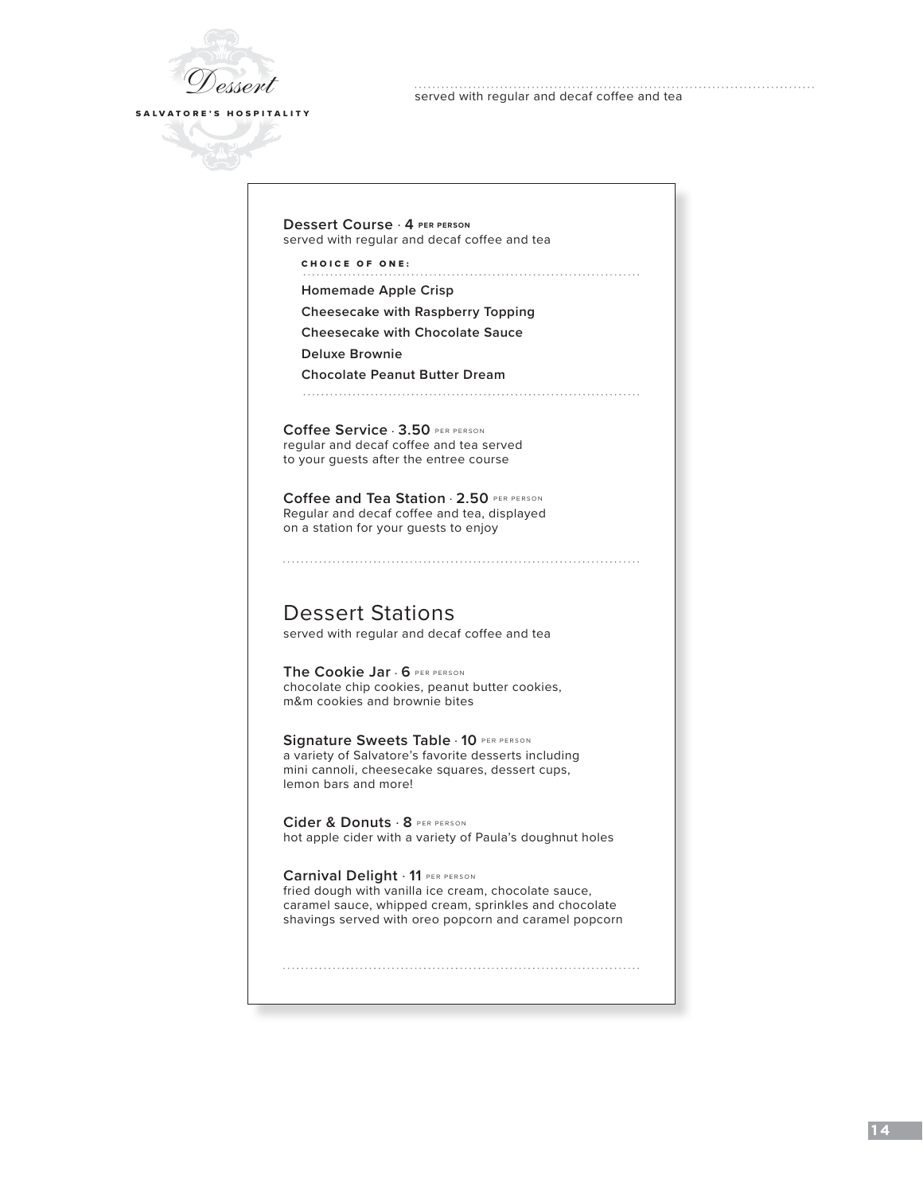# Dessert

SALVATORE'S HOSPITALITY

served with regular and decaf coffee and tea

**Dessert Course** · **4** PER PERSON
served with regular and decaf coffee and tea

CHOICE OF ONE:

- Homemade Apple Crisp
- Cheesecake with Raspberry Topping
- Cheesecake with Chocolate Sauce
- Deluxe Brownie
- Chocolate Peanut Butter Dream

**Coffee Service** · **3.50** PER PERSON
regular and decaf coffee and tea served to your guests after the entree course

**Coffee and Tea Station** · **2.50** PER PERSON
Regular and decaf coffee and tea, displayed on a station for your guests to enjoy

## Dessert Stations

served with regular and decaf coffee and tea

**The Cookie Jar** · **6** PER PERSON
chocolate chip cookies, peanut butter cookies, m&m cookies and brownie bites

**Signature Sweets Table** · **10** PER PERSON
a variety of Salvatore's favorite desserts including mini cannoli, cheesecake squares, dessert cups, lemon bars and more!

**Cider & Donuts** · **8** PER PERSON
hot apple cider with a variety of Paula's doughnut holes

**Carnival Delight** · **11** PER PERSON
fried dough with vanilla ice cream, chocolate sauce, caramel sauce, whipped cream, sprinkles and chocolate shavings served with oreo popcorn and caramel popcorn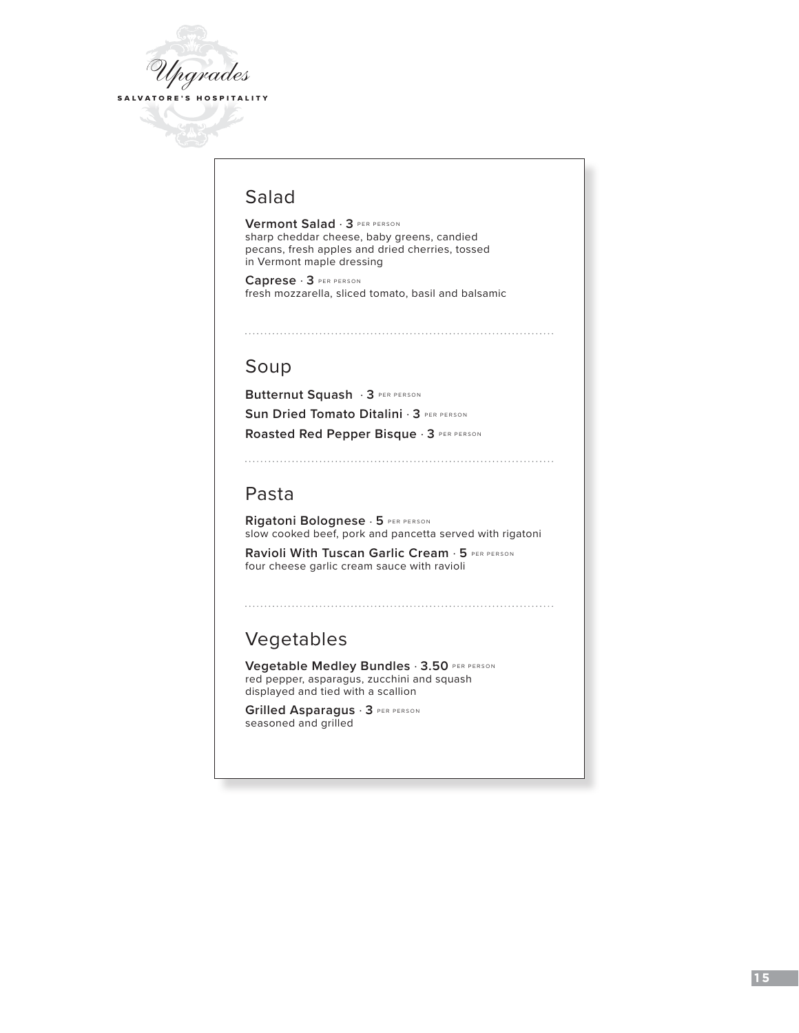# *Upgrades*

**SALVATORE'S HOSPITALITY**

## Salad

**Vermont Salad** · **3** PER PERSON
sharp cheddar cheese, baby greens, candied pecans, fresh apples and dried cherries, tossed in Vermont maple dressing

**Caprese** · **3** PER PERSON
fresh mozzarella, sliced tomato, basil and balsamic

## Soup

**Butternut Squash** · **3** PER PERSON

**Sun Dried Tomato Ditalini** · **3** PER PERSON

**Roasted Red Pepper Bisque** · **3** PER PERSON

## Pasta

**Rigatoni Bolognese** · **5** PER PERSON
slow cooked beef, pork and pancetta served with rigatoni

**Ravioli With Tuscan Garlic Cream** · **5** PER PERSON
four cheese garlic cream sauce with ravioli

## Vegetables

**Vegetable Medley Bundles** · **3.50** PER PERSON
red pepper, asparagus, zucchini and squash displayed and tied with a scallion

**Grilled Asparagus** · **3** PER PERSON
seasoned and grilled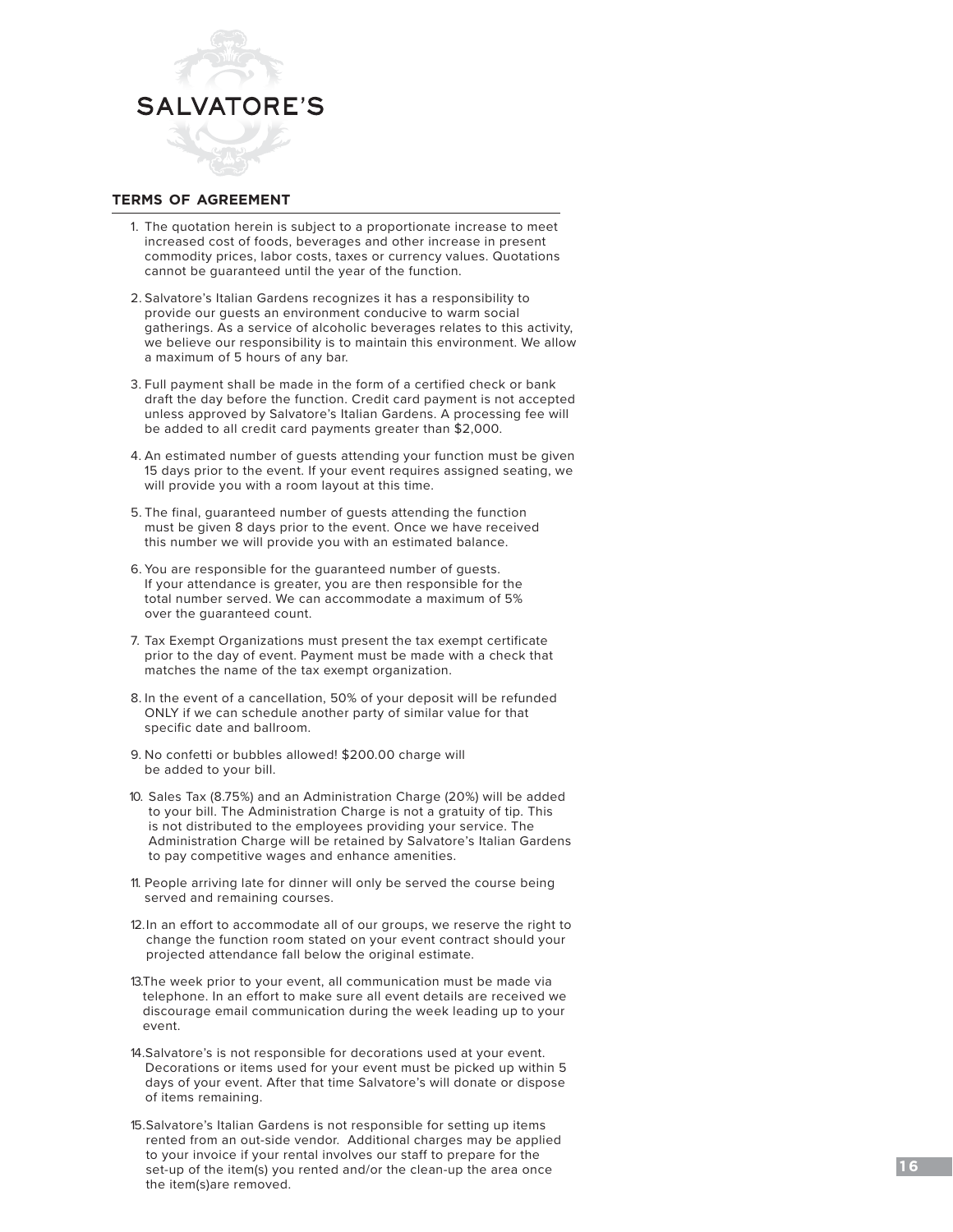SALVATORE'S

## TERMS OF AGREEMENT

1. The quotation herein is subject to a proportionate increase to meet increased cost of foods, beverages and other increase in present commodity prices, labor costs, taxes or currency values. Quotations cannot be guaranteed until the year of the function.

2. Salvatore's Italian Gardens recognizes it has a responsibility to provide our guests an environment conducive to warm social gatherings. As a service of alcoholic beverages relates to this activity, we believe our responsibility is to maintain this environment. We allow a maximum of 5 hours of any bar.

3. Full payment shall be made in the form of a certified check or bank draft the day before the function. Credit card payment is not accepted unless approved by Salvatore's Italian Gardens. A processing fee will be added to all credit card payments greater than $2,000.

4. An estimated number of guests attending your function must be given 15 days prior to the event. If your event requires assigned seating, we will provide you with a room layout at this time.

5. The final, guaranteed number of guests attending the function must be given 8 days prior to the event. Once we have received this number we will provide you with an estimated balance.

6. You are responsible for the guaranteed number of guests. If your attendance is greater, you are then responsible for the total number served. We can accommodate a maximum of 5% over the guaranteed count.

7. Tax Exempt Organizations must present the tax exempt certificate prior to the day of event. Payment must be made with a check that matches the name of the tax exempt organization.

8. In the event of a cancellation, 50% of your deposit will be refunded ONLY if we can schedule another party of similar value for that specific date and ballroom.

9. No confetti or bubbles allowed! $200.00 charge will be added to your bill.

10. Sales Tax (8.75%) and an Administration Charge (20%) will be added to your bill. The Administration Charge is not a gratuity of tip. This is not distributed to the employees providing your service. The Administration Charge will be retained by Salvatore's Italian Gardens to pay competitive wages and enhance amenities.

11. People arriving late for dinner will only be served the course being served and remaining courses.

12. In an effort to accommodate all of our groups, we reserve the right to change the function room stated on your event contract should your projected attendance fall below the original estimate.

13. The week prior to your event, all communication must be made via telephone. In an effort to make sure all event details are received we discourage email communication during the week leading up to your event.

14. Salvatore's is not responsible for decorations used at your event. Decorations or items used for your event must be picked up within 5 days of your event. After that time Salvatore's will donate or dispose of items remaining.

15. Salvatore's Italian Gardens is not responsible for setting up items rented from an out-side vendor. Additional charges may be applied to your invoice if your rental involves our staff to prepare for the set-up of the item(s) you rented and/or the clean-up the area once the item(s)are removed.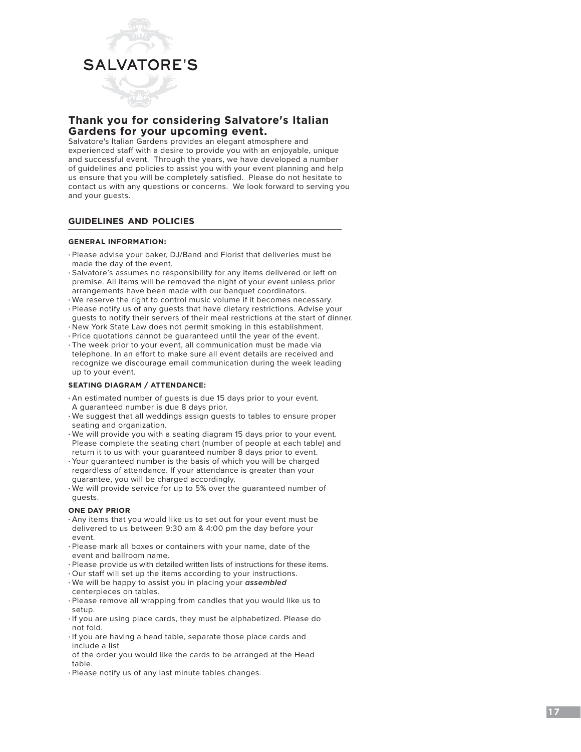SALVATORE'S

## Thank you for considering Salvatore's Italian Gardens for your upcoming event.

Salvatore's Italian Gardens provides an elegant atmosphere and experienced staff with a desire to provide you with an enjoyable, unique and successful event. Through the years, we have developed a number of guidelines and policies to assist you with your event planning and help us ensure that you will be completely satisfied. Please do not hesitate to contact us with any questions or concerns. We look forward to serving you and your guests.

### GUIDELINES AND POLICIES

#### GENERAL INFORMATION:

- Please advise your baker, DJ/Band and Florist that deliveries must be made the day of the event.
- Salvatore's assumes no responsibility for any items delivered or left on premise. All items will be removed the night of your event unless prior arrangements have been made with our banquet coordinators.
- We reserve the right to control music volume if it becomes necessary.
- Please notify us of any guests that have dietary restrictions. Advise your guests to notify their servers of their meal restrictions at the start of dinner.
- New York State Law does not permit smoking in this establishment.
- Price quotations cannot be guaranteed until the year of the event.
- The week prior to your event, all communication must be made via telephone. In an effort to make sure all event details are received and recognize we discourage email communication during the week leading up to your event.

#### SEATING DIAGRAM / ATTENDANCE:

- An estimated number of guests is due 15 days prior to your event. A guaranteed number is due 8 days prior.
- We suggest that all weddings assign guests to tables to ensure proper seating and organization.
- We will provide you with a seating diagram 15 days prior to your event. Please complete the seating chart (number of people at each table) and return it to us with your guaranteed number 8 days prior to event.
- Your guaranteed number is the basis of which you will be charged regardless of attendance. If your attendance is greater than your guarantee, you will be charged accordingly.
- We will provide service for up to 5% over the guaranteed number of guests.

#### ONE DAY PRIOR

- Any items that you would like us to set out for your event must be delivered to us between 9:30 am & 4:00 pm the day before your event.
- Please mark all boxes or containers with your name, date of the event and ballroom name.
- Please provide us with detailed written lists of instructions for these items.
- Our staff will set up the items according to your instructions.
- We will be happy to assist you in placing your ***assembled*** centerpieces on tables.
- Please remove all wrapping from candles that you would like us to setup.
- If you are using place cards, they must be alphabetized. Please do not fold.
- If you are having a head table, separate those place cards and include a list of the order you would like the cards to be arranged at the Head table.
- Please notify us of any last minute tables changes.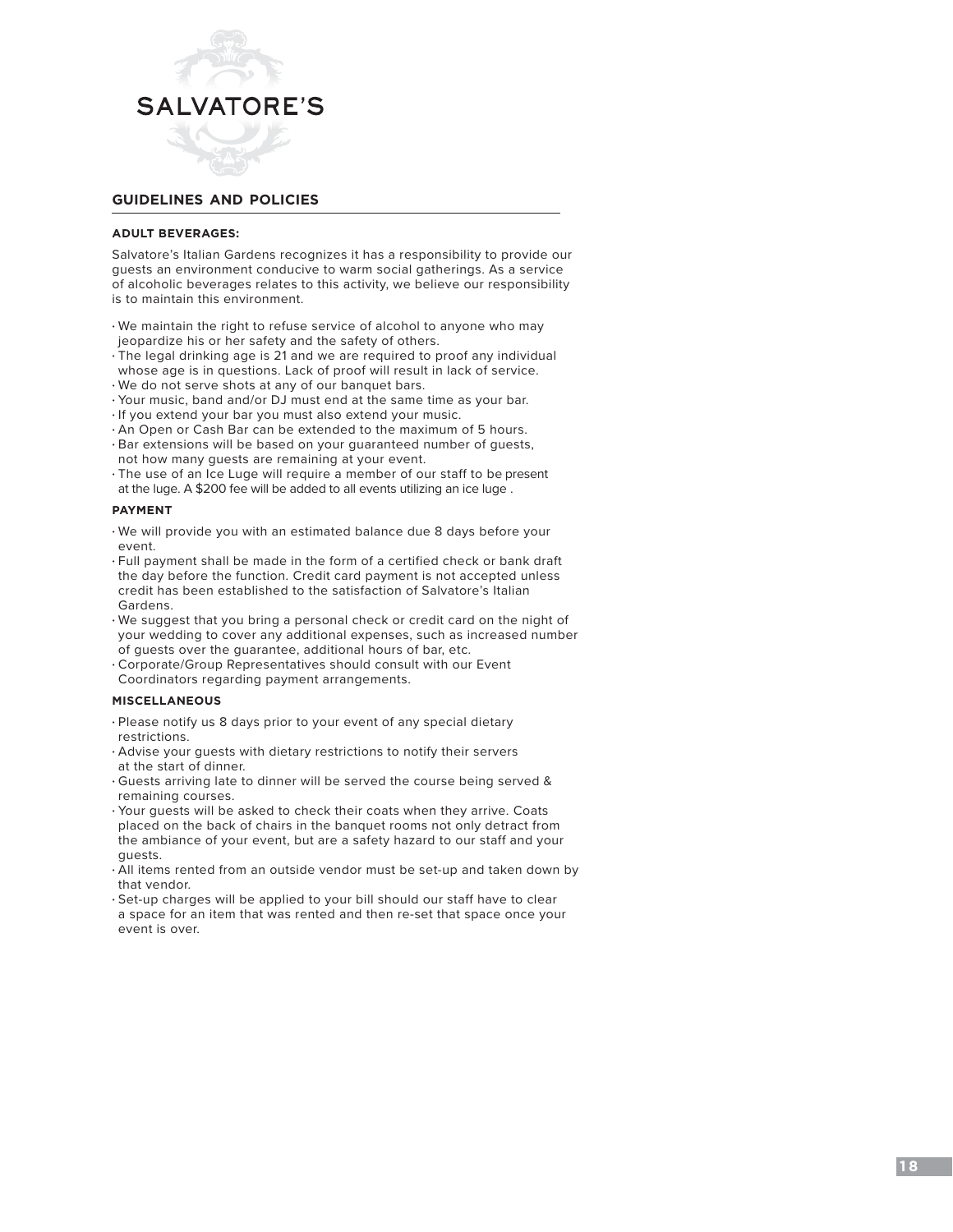# SALVATORE'S

## GUIDELINES AND POLICIES

### ADULT BEVERAGES:

Salvatore's Italian Gardens recognizes it has a responsibility to provide our guests an environment conducive to warm social gatherings. As a service of alcoholic beverages relates to this activity, we believe our responsibility is to maintain this environment.

- We maintain the right to refuse service of alcohol to anyone who may jeopardize his or her safety and the safety of others.
- The legal drinking age is 21 and we are required to proof any individual whose age is in questions. Lack of proof will result in lack of service.
- We do not serve shots at any of our banquet bars.
- Your music, band and/or DJ must end at the same time as your bar.
- If you extend your bar you must also extend your music.
- An Open or Cash Bar can be extended to the maximum of 5 hours.
- Bar extensions will be based on your guaranteed number of guests, not how many guests are remaining at your event.
- The use of an Ice Luge will require a member of our staff to be present at the luge. A $200 fee will be added to all events utilizing an ice luge .

### PAYMENT

- We will provide you with an estimated balance due 8 days before your event.
- Full payment shall be made in the form of a certified check or bank draft the day before the function. Credit card payment is not accepted unless credit has been established to the satisfaction of Salvatore's Italian Gardens.
- We suggest that you bring a personal check or credit card on the night of your wedding to cover any additional expenses, such as increased number of guests over the guarantee, additional hours of bar, etc.
- Corporate/Group Representatives should consult with our Event Coordinators regarding payment arrangements.

### MISCELLANEOUS

- Please notify us 8 days prior to your event of any special dietary restrictions.
- Advise your guests with dietary restrictions to notify their servers at the start of dinner.
- Guests arriving late to dinner will be served the course being served & remaining courses.
- Your guests will be asked to check their coats when they arrive. Coats placed on the back of chairs in the banquet rooms not only detract from the ambiance of your event, but are a safety hazard to our staff and your guests.
- All items rented from an outside vendor must be set-up and taken down by that vendor.
- Set-up charges will be applied to your bill should our staff have to clear a space for an item that was rented and then re-set that space once your event is over.